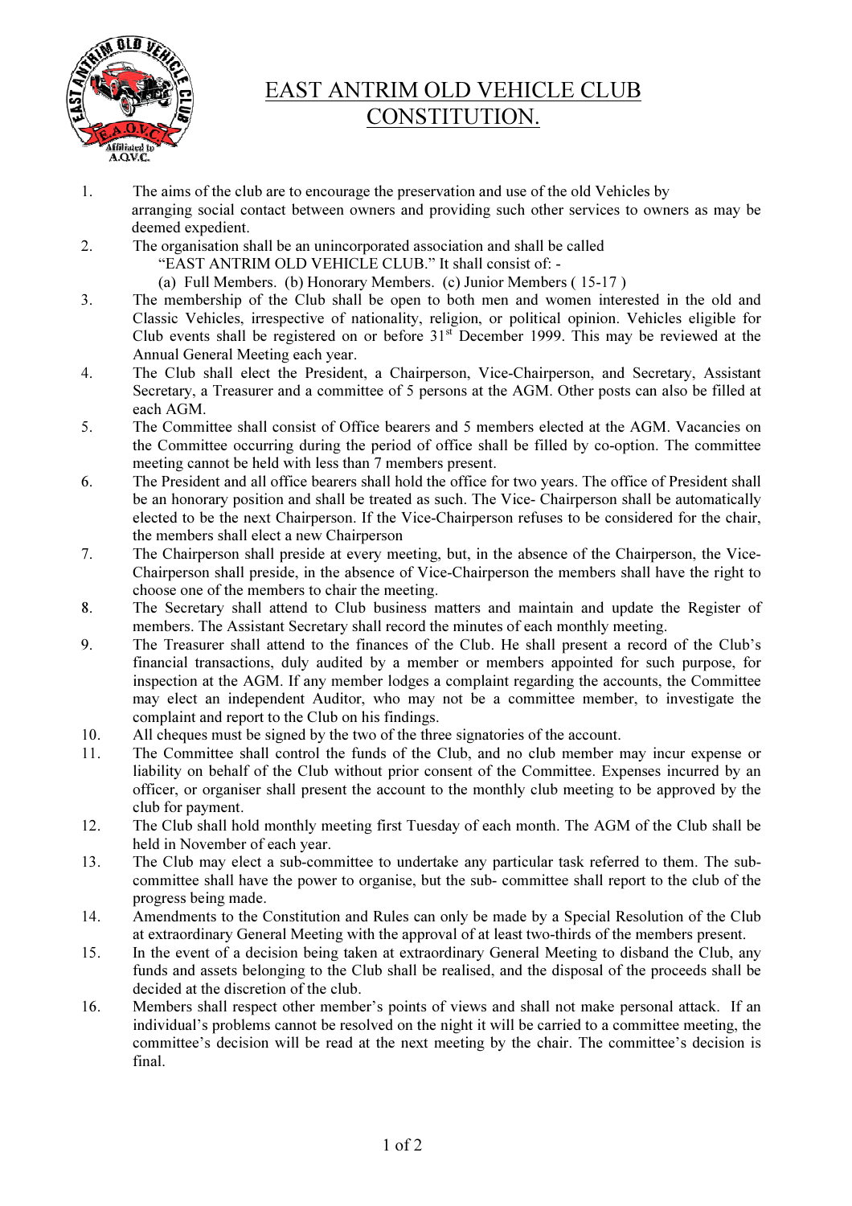# EAST ANTRIM OLD VEHICLE CLUB CONSTITUTION.

1. The aims of the club are to encourage the preservation and use of the old Vehicles by arranging social contact between owners and providing such other services to owners as may be deemed expedient.
2. The organisation shall be an unincorporated association and shall be called "EAST ANTRIM OLD VEHICLE CLUB." It shall consist of: -
   (a) Full Members. (b) Honorary Members. (c) Junior Members ( 15-17 )
3. The membership of the Club shall be open to both men and women interested in the old and Classic Vehicles, irrespective of nationality, religion, or political opinion. Vehicles eligible for Club events shall be registered on or before 31st December 1999. This may be reviewed at the Annual General Meeting each year.
4. The Club shall elect the President, a Chairperson, Vice-Chairperson, and Secretary, Assistant Secretary, a Treasurer and a committee of 5 persons at the AGM. Other posts can also be filled at each AGM.
5. The Committee shall consist of Office bearers and 5 members elected at the AGM. Vacancies on the Committee occurring during the period of office shall be filled by co-option. The committee meeting cannot be held with less than 7 members present.
6. The President and all office bearers shall hold the office for two years. The office of President shall be an honorary position and shall be treated as such. The Vice- Chairperson shall be automatically elected to be the next Chairperson. If the Vice-Chairperson refuses to be considered for the chair, the members shall elect a new Chairperson
7. The Chairperson shall preside at every meeting, but, in the absence of the Chairperson, the Vice-Chairperson shall preside, in the absence of Vice-Chairperson the members shall have the right to choose one of the members to chair the meeting.
8. The Secretary shall attend to Club business matters and maintain and update the Register of members. The Assistant Secretary shall record the minutes of each monthly meeting.
9. The Treasurer shall attend to the finances of the Club. He shall present a record of the Club's financial transactions, duly audited by a member or members appointed for such purpose, for inspection at the AGM. If any member lodges a complaint regarding the accounts, the Committee may elect an independent Auditor, who may not be a committee member, to investigate the complaint and report to the Club on his findings.
10. All cheques must be signed by the two of the three signatories of the account.
11. The Committee shall control the funds of the Club, and no club member may incur expense or liability on behalf of the Club without prior consent of the Committee. Expenses incurred by an officer, or organiser shall present the account to the monthly club meeting to be approved by the club for payment.
12. The Club shall hold monthly meeting first Tuesday of each month. The AGM of the Club shall be held in November of each year.
13. The Club may elect a sub-committee to undertake any particular task referred to them. The sub-committee shall have the power to organise, but the sub- committee shall report to the club of the progress being made.
14. Amendments to the Constitution and Rules can only be made by a Special Resolution of the Club at extraordinary General Meeting with the approval of at least two-thirds of the members present.
15. In the event of a decision being taken at extraordinary General Meeting to disband the Club, any funds and assets belonging to the Club shall be realised, and the disposal of the proceeds shall be decided at the discretion of the club.
16. Members shall respect other member's points of views and shall not make personal attack. If an individual's problems cannot be resolved on the night it will be carried to a committee meeting, the committee's decision will be read at the next meeting by the chair. The committee's decision is final.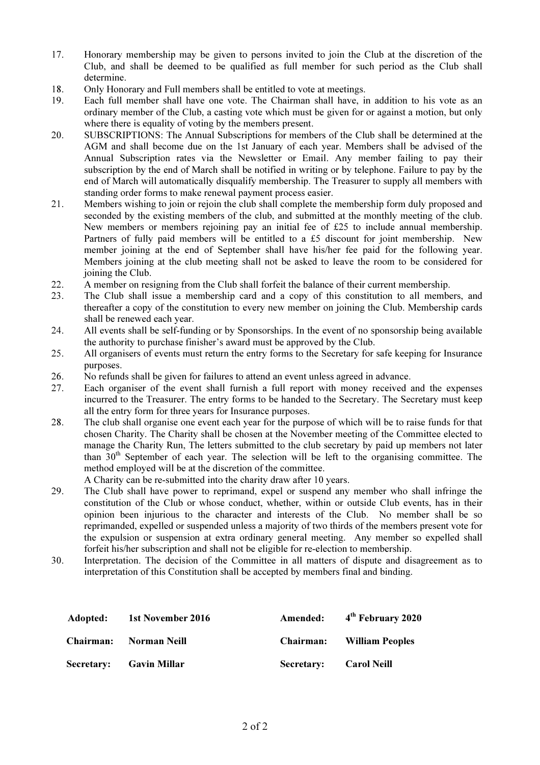17. Honorary membership may be given to persons invited to join the Club at the discretion of the Club, and shall be deemed to be qualified as full member for such period as the Club shall determine.
18. Only Honorary and Full members shall be entitled to vote at meetings.
19. Each full member shall have one vote. The Chairman shall have, in addition to his vote as an ordinary member of the Club, a casting vote which must be given for or against a motion, but only where there is equality of voting by the members present.
20. SUBSCRIPTIONS: The Annual Subscriptions for members of the Club shall be determined at the AGM and shall become due on the 1st January of each year. Members shall be advised of the Annual Subscription rates via the Newsletter or Email. Any member failing to pay their subscription by the end of March shall be notified in writing or by telephone. Failure to pay by the end of March will automatically disqualify membership. The Treasurer to supply all members with standing order forms to make renewal payment process easier.
21. Members wishing to join or rejoin the club shall complete the membership form duly proposed and seconded by the existing members of the club, and submitted at the monthly meeting of the club. New members or members rejoining pay an initial fee of £25 to include annual membership. Partners of fully paid members will be entitled to a £5 discount for joint membership. New member joining at the end of September shall have his/her fee paid for the following year. Members joining at the club meeting shall not be asked to leave the room to be considered for joining the Club.
22. A member on resigning from the Club shall forfeit the balance of their current membership.
23. The Club shall issue a membership card and a copy of this constitution to all members, and thereafter a copy of the constitution to every new member on joining the Club. Membership cards shall be renewed each year.
24. All events shall be self-funding or by Sponsorships. In the event of no sponsorship being available the authority to purchase finisher's award must be approved by the Club.
25. All organisers of events must return the entry forms to the Secretary for safe keeping for Insurance purposes.
26. No refunds shall be given for failures to attend an event unless agreed in advance.
27. Each organiser of the event shall furnish a full report with money received and the expenses incurred to the Treasurer. The entry forms to be handed to the Secretary. The Secretary must keep all the entry form for three years for Insurance purposes.
28. The club shall organise one event each year for the purpose of which will be to raise funds for that chosen Charity. The Charity shall be chosen at the November meeting of the Committee elected to manage the Charity Run, The letters submitted to the club secretary by paid up members not later than 30th September of each year. The selection will be left to the organising committee. The method employed will be at the discretion of the committee.

    A Charity can be re-submitted into the charity draw after 10 years.
29. The Club shall have power to reprimand, expel or suspend any member who shall infringe the constitution of the Club or whose conduct, whether, within or outside Club events, has in their opinion been injurious to the character and interests of the Club. No member shall be so reprimanded, expelled or suspended unless a majority of two thirds of the members present vote for the expulsion or suspension at extra ordinary general meeting. Any member so expelled shall forfeit his/her subscription and shall not be eligible for re-election to membership.
30. Interpretation. The decision of the Committee in all matters of dispute and disagreement as to interpretation of this Constitution shall be accepted by members final and binding.

| | | | |
|---|---|---|---|
| **Adopted:** | **1st November 2016** | **Amended:** | **4th February 2020** |
| **Chairman:** | **Norman Neill** | **Chairman:** | **William Peoples** |
| **Secretary:** | **Gavin Millar** | **Secretary:** | **Carol Neill** |